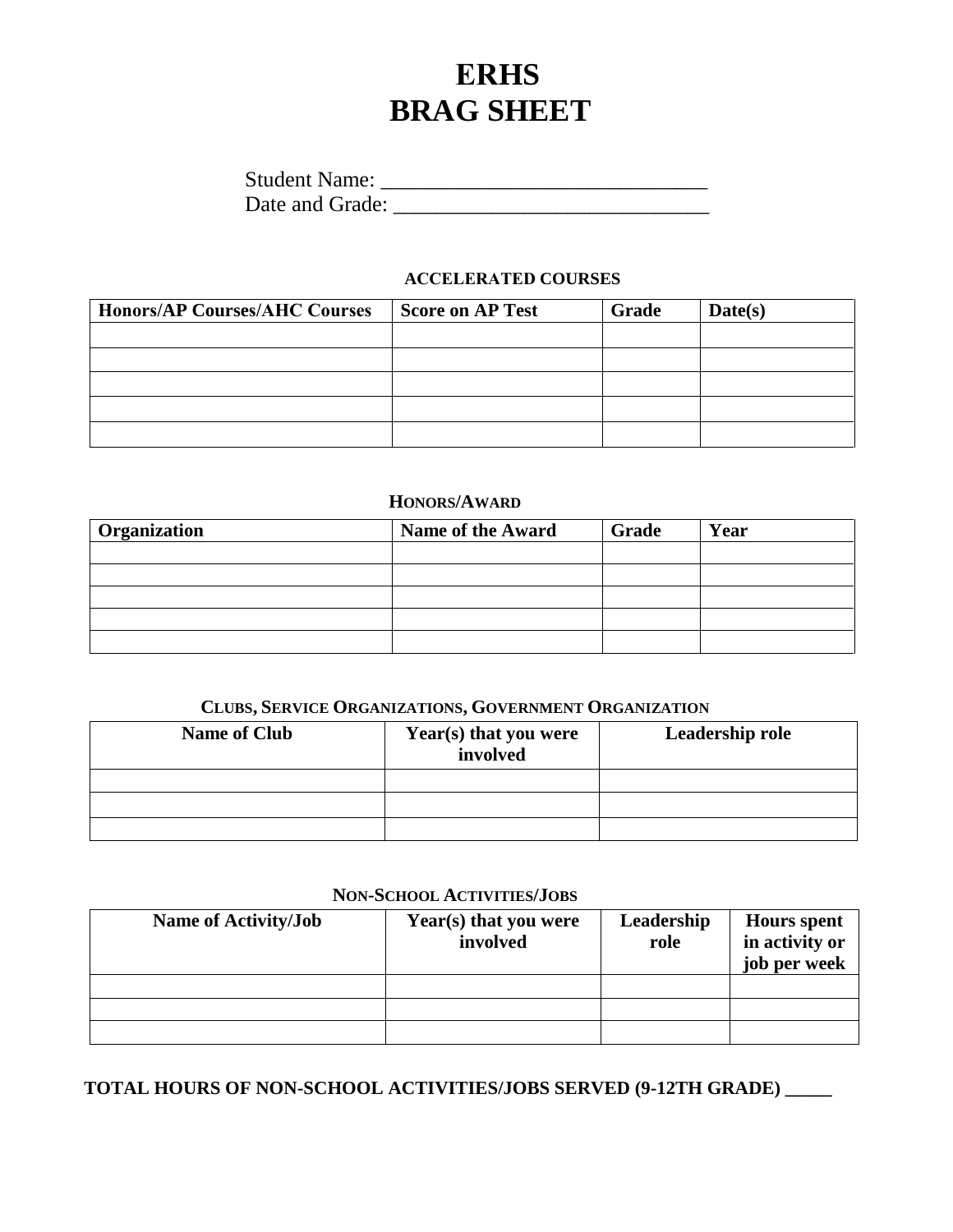# ERHS
# BRAG SHEET

Student Name: ______________________________
Date and Grade: ______________________________

### ACCELERATED COURSES

| Honors/AP Courses/AHC Courses | Score on AP Test | Grade | Date(s) |
|---|---|---|---|
| | | | |
| | | | |
| | | | |
| | | | |
| | | | |

### HONORS/AWARD

| Organization | Name of the Award | Grade | Year |
|---|---|---|---|
| | | | |
| | | | |
| | | | |
| | | | |
| | | | |

### CLUBS, SERVICE ORGANIZATIONS, GOVERNMENT ORGANIZATION

| Name of Club | Year(s) that you were involved | Leadership role |
|---|---|---|
| | | |
| | | |
| | | |

### NON-SCHOOL ACTIVITIES/JOBS

| Name of Activity/Job | Year(s) that you were involved | Leadership role | Hours spent in activity or job per week |
|---|---|---|---|
| | | | |
| | | | |
| | | | |

**TOTAL HOURS OF NON-SCHOOL ACTIVITIES/JOBS SERVED (9-12TH GRADE) _____**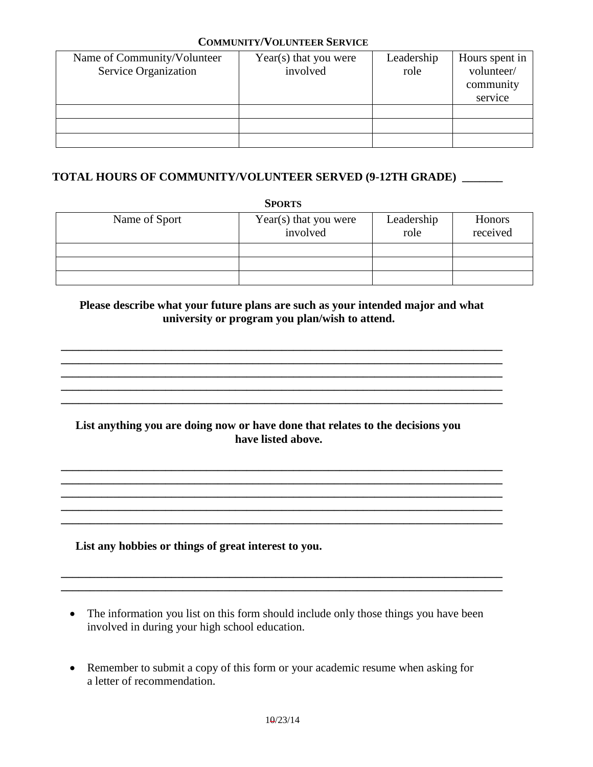**COMMUNITY/VOLUNTEER SERVICE**

| Name of Community/Volunteer Service Organization | Year(s) that you were involved | Leadership role | Hours spent in volunteer/ community service |
|---|---|---|---|
| | | | |
| | | | |
| | | | |

**TOTAL HOURS OF COMMUNITY/VOLUNTEER SERVED (9-12TH GRADE) _______**

**SPORTS**

| Name of Sport | Year(s) that you were involved | Leadership role | Honors received |
|---|---|---|---|
| | | | |
| | | | |
| | | | |

**Please describe what your future plans are such as your intended major and what university or program you plan/wish to attend.**

______________________________________________________________________________
______________________________________________________________________________
______________________________________________________________________________
______________________________________________________________________________
______________________________________________________________________________

**List anything you are doing now or have done that relates to the decisions you have listed above.**

______________________________________________________________________________
______________________________________________________________________________
______________________________________________________________________________
______________________________________________________________________________
______________________________________________________________________________

**List any hobbies or things of great interest to you.**

______________________________________________________________________________
______________________________________________________________________________

- The information you list on this form should include only those things you have been involved in during your high school education.

- Remember to submit a copy of this form or your academic resume when asking for a letter of recommendation.

10/23/14